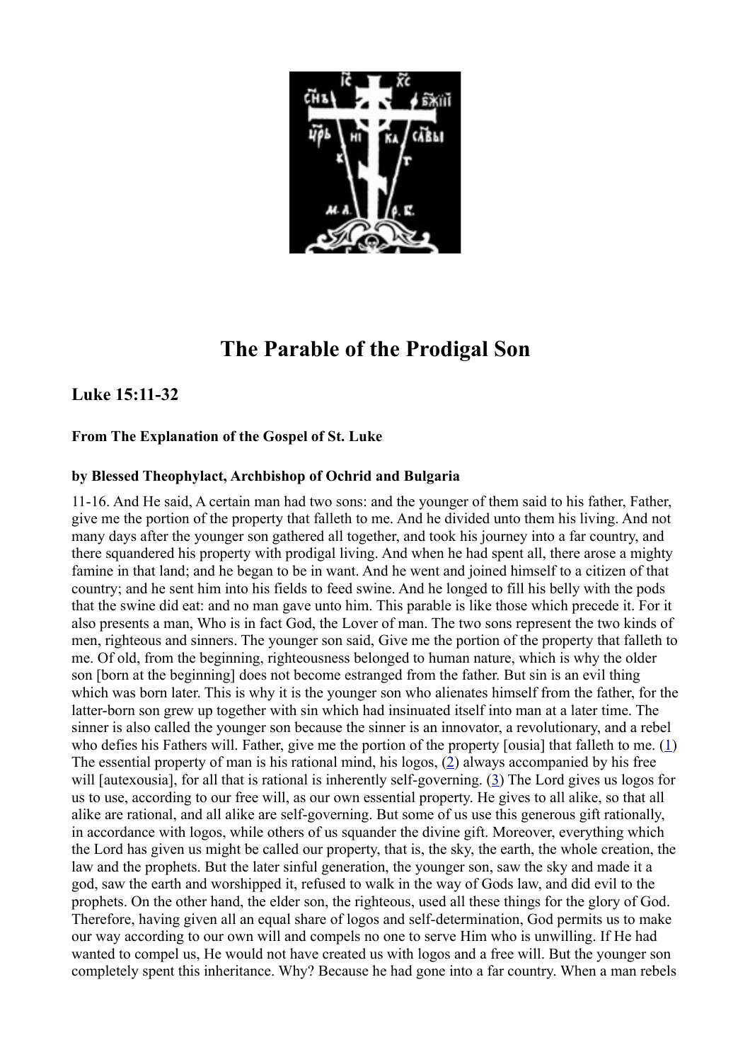# The Parable of the Prodigal Son

## Luke 15:11-32

**From The Explanation of the Gospel of St. Luke**

**by Blessed Theophylact, Archbishop of Ochrid and Bulgaria**

11-16. And He said, A certain man had two sons: and the younger of them said to his father, Father, give me the portion of the property that falleth to me. And he divided unto them his living. And not many days after the younger son gathered all together, and took his journey into a far country, and there squandered his property with prodigal living. And when he had spent all, there arose a mighty famine in that land; and he began to be in want. And he went and joined himself to a citizen of that country; and he sent him into his fields to feed swine. And he longed to fill his belly with the pods that the swine did eat: and no man gave unto him. This parable is like those which precede it. For it also presents a man, Who is in fact God, the Lover of man. The two sons represent the two kinds of men, righteous and sinners. The younger son said, Give me the portion of the property that falleth to me. Of old, from the beginning, righteousness belonged to human nature, which is why the older son [born at the beginning] does not become estranged from the father. But sin is an evil thing which was born later. This is why it is the younger son who alienates himself from the father, for the latter-born son grew up together with sin which had insinuated itself into man at a later time. The sinner is also called the younger son because the sinner is an innovator, a revolutionary, and a rebel who defies his Fathers will. Father, give me the portion of the property [ousia] that falleth to me. (1) The essential property of man is his rational mind, his logos, (2) always accompanied by his free will [autexousia], for all that is rational is inherently self-governing. (3) The Lord gives us logos for us to use, according to our free will, as our own essential property. He gives to all alike, so that all alike are rational, and all alike are self-governing. But some of us use this generous gift rationally, in accordance with logos, while others of us squander the divine gift. Moreover, everything which the Lord has given us might be called our property, that is, the sky, the earth, the whole creation, the law and the prophets. But the later sinful generation, the younger son, saw the sky and made it a god, saw the earth and worshipped it, refused to walk in the way of Gods law, and did evil to the prophets. On the other hand, the elder son, the righteous, used all these things for the glory of God. Therefore, having given all an equal share of logos and self-determination, God permits us to make our way according to our own will and compels no one to serve Him who is unwilling. If He had wanted to compel us, He would not have created us with logos and a free will. But the younger son completely spent this inheritance. Why? Because he had gone into a far country. When a man rebels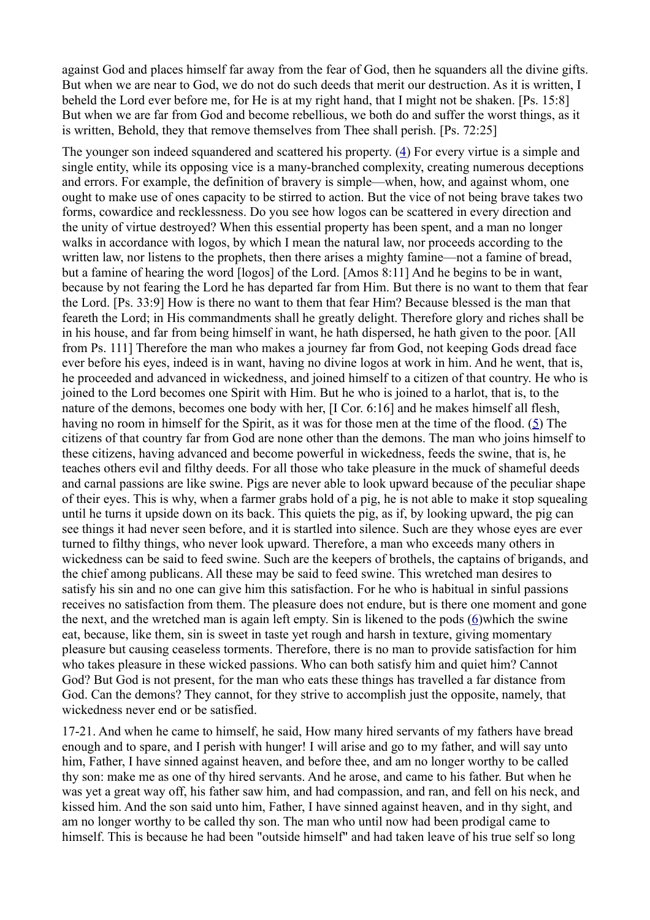against God and places himself far away from the fear of God, then he squanders all the divine gifts. But when we are near to God, we do not do such deeds that merit our destruction. As it is written, I beheld the Lord ever before me, for He is at my right hand, that I might not be shaken. [Ps. 15:8] But when we are far from God and become rebellious, we both do and suffer the worst things, as it is written, Behold, they that remove themselves from Thee shall perish. [Ps. 72:25]

The younger son indeed squandered and scattered his property. (4) For every virtue is a simple and single entity, while its opposing vice is a many-branched complexity, creating numerous deceptions and errors. For example, the definition of bravery is simple—when, how, and against whom, one ought to make use of ones capacity to be stirred to action. But the vice of not being brave takes two forms, cowardice and recklessness. Do you see how logos can be scattered in every direction and the unity of virtue destroyed? When this essential property has been spent, and a man no longer walks in accordance with logos, by which I mean the natural law, nor proceeds according to the written law, nor listens to the prophets, then there arises a mighty famine—not a famine of bread, but a famine of hearing the word [logos] of the Lord. [Amos 8:11] And he begins to be in want, because by not fearing the Lord he has departed far from Him. But there is no want to them that fear the Lord. [Ps. 33:9] How is there no want to them that fear Him? Because blessed is the man that feareth the Lord; in His commandments shall he greatly delight. Therefore glory and riches shall be in his house, and far from being himself in want, he hath dispersed, he hath given to the poor. [All from Ps. 111] Therefore the man who makes a journey far from God, not keeping Gods dread face ever before his eyes, indeed is in want, having no divine logos at work in him. And he went, that is, he proceeded and advanced in wickedness, and joined himself to a citizen of that country. He who is joined to the Lord becomes one Spirit with Him. But he who is joined to a harlot, that is, to the nature of the demons, becomes one body with her, [I Cor. 6:16] and he makes himself all flesh, having no room in himself for the Spirit, as it was for those men at the time of the flood. (5) The citizens of that country far from God are none other than the demons. The man who joins himself to these citizens, having advanced and become powerful in wickedness, feeds the swine, that is, he teaches others evil and filthy deeds. For all those who take pleasure in the muck of shameful deeds and carnal passions are like swine. Pigs are never able to look upward because of the peculiar shape of their eyes. This is why, when a farmer grabs hold of a pig, he is not able to make it stop squealing until he turns it upside down on its back. This quiets the pig, as if, by looking upward, the pig can see things it had never seen before, and it is startled into silence. Such are they whose eyes are ever turned to filthy things, who never look upward. Therefore, a man who exceeds many others in wickedness can be said to feed swine. Such are the keepers of brothels, the captains of brigands, and the chief among publicans. All these may be said to feed swine. This wretched man desires to satisfy his sin and no one can give him this satisfaction. For he who is habitual in sinful passions receives no satisfaction from them. The pleasure does not endure, but is there one moment and gone the next, and the wretched man is again left empty. Sin is likened to the pods (6)which the swine eat, because, like them, sin is sweet in taste yet rough and harsh in texture, giving momentary pleasure but causing ceaseless torments. Therefore, there is no man to provide satisfaction for him who takes pleasure in these wicked passions. Who can both satisfy him and quiet him? Cannot God? But God is not present, for the man who eats these things has travelled a far distance from God. Can the demons? They cannot, for they strive to accomplish just the opposite, namely, that wickedness never end or be satisfied.

17-21. And when he came to himself, he said, How many hired servants of my fathers have bread enough and to spare, and I perish with hunger! I will arise and go to my father, and will say unto him, Father, I have sinned against heaven, and before thee, and am no longer worthy to be called thy son: make me as one of thy hired servants. And he arose, and came to his father. But when he was yet a great way off, his father saw him, and had compassion, and ran, and fell on his neck, and kissed him. And the son said unto him, Father, I have sinned against heaven, and in thy sight, and am no longer worthy to be called thy son. The man who until now had been prodigal came to himself. This is because he had been "outside himself" and had taken leave of his true self so long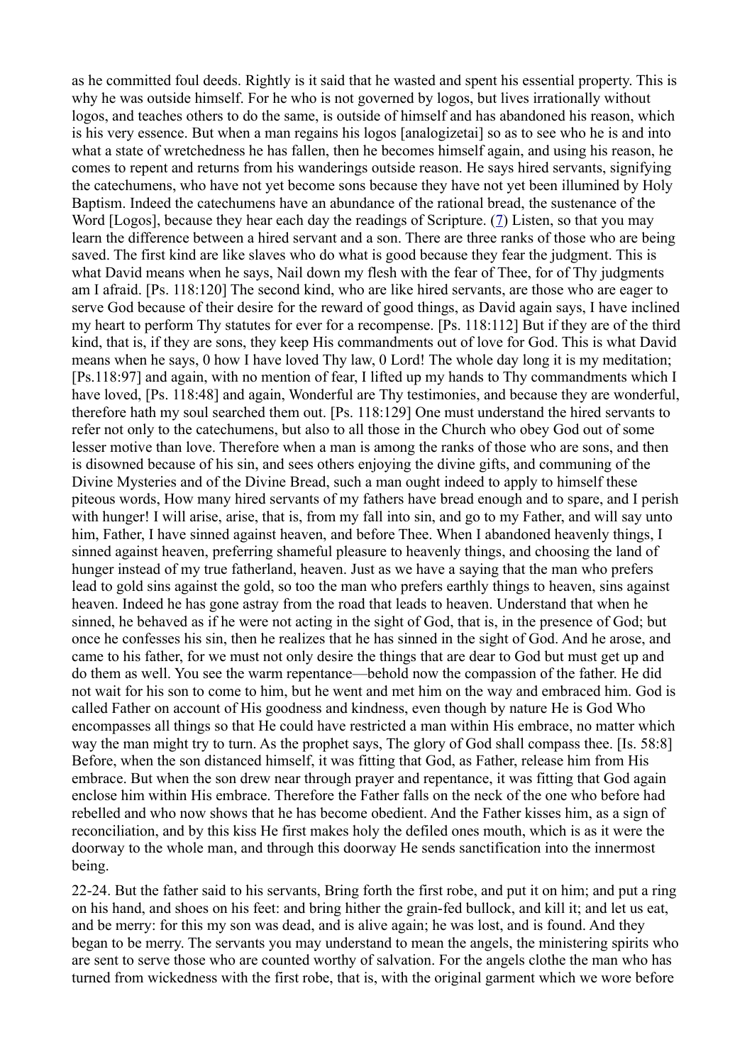as he committed foul deeds. Rightly is it said that he wasted and spent his essential property. This is why he was outside himself. For he who is not governed by logos, but lives irrationally without logos, and teaches others to do the same, is outside of himself and has abandoned his reason, which is his very essence. But when a man regains his logos [analogizetai] so as to see who he is and into what a state of wretchedness he has fallen, then he becomes himself again, and using his reason, he comes to repent and returns from his wanderings outside reason. He says hired servants, signifying the catechumens, who have not yet become sons because they have not yet been illumined by Holy Baptism. Indeed the catechumens have an abundance of the rational bread, the sustenance of the Word [Logos], because they hear each day the readings of Scripture. (7) Listen, so that you may learn the difference between a hired servant and a son. There are three ranks of those who are being saved. The first kind are like slaves who do what is good because they fear the judgment. This is what David means when he says, Nail down my flesh with the fear of Thee, for of Thy judgments am I afraid. [Ps. 118:120] The second kind, who are like hired servants, are those who are eager to serve God because of their desire for the reward of good things, as David again says, I have inclined my heart to perform Thy statutes for ever for a recompense. [Ps. 118:112] But if they are of the third kind, that is, if they are sons, they keep His commandments out of love for God. This is what David means when he says, 0 how I have loved Thy law, 0 Lord! The whole day long it is my meditation; [Ps.118:97] and again, with no mention of fear, I lifted up my hands to Thy commandments which I have loved, [Ps. 118:48] and again, Wonderful are Thy testimonies, and because they are wonderful, therefore hath my soul searched them out. [Ps. 118:129] One must understand the hired servants to refer not only to the catechumens, but also to all those in the Church who obey God out of some lesser motive than love. Therefore when a man is among the ranks of those who are sons, and then is disowned because of his sin, and sees others enjoying the divine gifts, and communing of the Divine Mysteries and of the Divine Bread, such a man ought indeed to apply to himself these piteous words, How many hired servants of my fathers have bread enough and to spare, and I perish with hunger! I will arise, arise, that is, from my fall into sin, and go to my Father, and will say unto him, Father, I have sinned against heaven, and before Thee. When I abandoned heavenly things, I sinned against heaven, preferring shameful pleasure to heavenly things, and choosing the land of hunger instead of my true fatherland, heaven. Just as we have a saying that the man who prefers lead to gold sins against the gold, so too the man who prefers earthly things to heaven, sins against heaven. Indeed he has gone astray from the road that leads to heaven. Understand that when he sinned, he behaved as if he were not acting in the sight of God, that is, in the presence of God; but once he confesses his sin, then he realizes that he has sinned in the sight of God. And he arose, and came to his father, for we must not only desire the things that are dear to God but must get up and do them as well. You see the warm repentance—behold now the compassion of the father. He did not wait for his son to come to him, but he went and met him on the way and embraced him. God is called Father on account of His goodness and kindness, even though by nature He is God Who encompasses all things so that He could have restricted a man within His embrace, no matter which way the man might try to turn. As the prophet says, The glory of God shall compass thee. [Is. 58:8] Before, when the son distanced himself, it was fitting that God, as Father, release him from His embrace. But when the son drew near through prayer and repentance, it was fitting that God again enclose him within His embrace. Therefore the Father falls on the neck of the one who before had rebelled and who now shows that he has become obedient. And the Father kisses him, as a sign of reconciliation, and by this kiss He first makes holy the defiled ones mouth, which is as it were the doorway to the whole man, and through this doorway He sends sanctification into the innermost being.

22-24. But the father said to his servants, Bring forth the first robe, and put it on him; and put a ring on his hand, and shoes on his feet: and bring hither the grain-fed bullock, and kill it; and let us eat, and be merry: for this my son was dead, and is alive again; he was lost, and is found. And they began to be merry. The servants you may understand to mean the angels, the ministering spirits who are sent to serve those who are counted worthy of salvation. For the angels clothe the man who has turned from wickedness with the first robe, that is, with the original garment which we wore before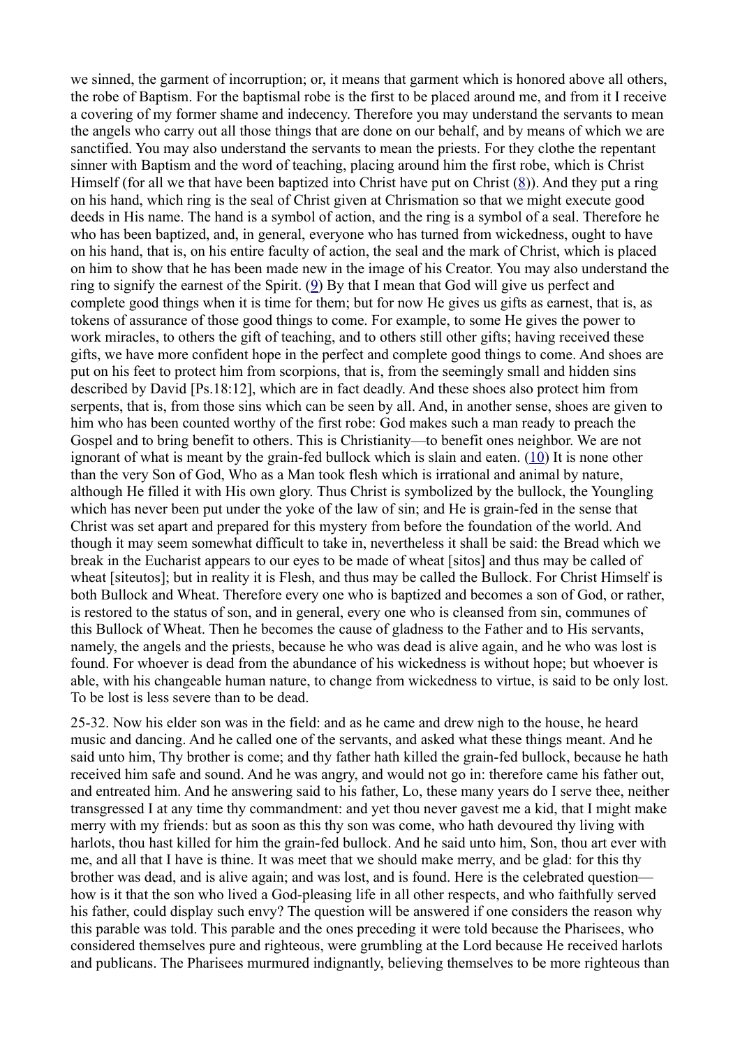we sinned, the garment of incorruption; or, it means that garment which is honored above all others, the robe of Baptism. For the baptismal robe is the first to be placed around me, and from it I receive a covering of my former shame and indecency. Therefore you may understand the servants to mean the angels who carry out all those things that are done on our behalf, and by means of which we are sanctified. You may also understand the servants to mean the priests. For they clothe the repentant sinner with Baptism and the word of teaching, placing around him the first robe, which is Christ Himself (for all we that have been baptized into Christ have put on Christ (8)). And they put a ring on his hand, which ring is the seal of Christ given at Chrismation so that we might execute good deeds in His name. The hand is a symbol of action, and the ring is a symbol of a seal. Therefore he who has been baptized, and, in general, everyone who has turned from wickedness, ought to have on his hand, that is, on his entire faculty of action, the seal and the mark of Christ, which is placed on him to show that he has been made new in the image of his Creator. You may also understand the ring to signify the earnest of the Spirit. (9) By that I mean that God will give us perfect and complete good things when it is time for them; but for now He gives us gifts as earnest, that is, as tokens of assurance of those good things to come. For example, to some He gives the power to work miracles, to others the gift of teaching, and to others still other gifts; having received these gifts, we have more confident hope in the perfect and complete good things to come. And shoes are put on his feet to protect him from scorpions, that is, from the seemingly small and hidden sins described by David [Ps.18:12], which are in fact deadly. And these shoes also protect him from serpents, that is, from those sins which can be seen by all. And, in another sense, shoes are given to him who has been counted worthy of the first robe: God makes such a man ready to preach the Gospel and to bring benefit to others. This is Christianity—to benefit ones neighbor. We are not ignorant of what is meant by the grain-fed bullock which is slain and eaten. (10) It is none other than the very Son of God, Who as a Man took flesh which is irrational and animal by nature, although He filled it with His own glory. Thus Christ is symbolized by the bullock, the Youngling which has never been put under the yoke of the law of sin; and He is grain-fed in the sense that Christ was set apart and prepared for this mystery from before the foundation of the world. And though it may seem somewhat difficult to take in, nevertheless it shall be said: the Bread which we break in the Eucharist appears to our eyes to be made of wheat [sitos] and thus may be called of wheat [siteutos]; but in reality it is Flesh, and thus may be called the Bullock. For Christ Himself is both Bullock and Wheat. Therefore every one who is baptized and becomes a son of God, or rather, is restored to the status of son, and in general, every one who is cleansed from sin, communes of this Bullock of Wheat. Then he becomes the cause of gladness to the Father and to His servants, namely, the angels and the priests, because he who was dead is alive again, and he who was lost is found. For whoever is dead from the abundance of his wickedness is without hope; but whoever is able, with his changeable human nature, to change from wickedness to virtue, is said to be only lost. To be lost is less severe than to be dead.

25-32. Now his elder son was in the field: and as he came and drew nigh to the house, he heard music and dancing. And he called one of the servants, and asked what these things meant. And he said unto him, Thy brother is come; and thy father hath killed the grain-fed bullock, because he hath received him safe and sound. And he was angry, and would not go in: therefore came his father out, and entreated him. And he answering said to his father, Lo, these many years do I serve thee, neither transgressed I at any time thy commandment: and yet thou never gavest me a kid, that I might make merry with my friends: but as soon as this thy son was come, who hath devoured thy living with harlots, thou hast killed for him the grain-fed bullock. And he said unto him, Son, thou art ever with me, and all that I have is thine. It was meet that we should make merry, and be glad: for this thy brother was dead, and is alive again; and was lost, and is found. Here is the celebrated question—how is it that the son who lived a God-pleasing life in all other respects, and who faithfully served his father, could display such envy? The question will be answered if one considers the reason why this parable was told. This parable and the ones preceding it were told because the Pharisees, who considered themselves pure and righteous, were grumbling at the Lord because He received harlots and publicans. The Pharisees murmured indignantly, believing themselves to be more righteous than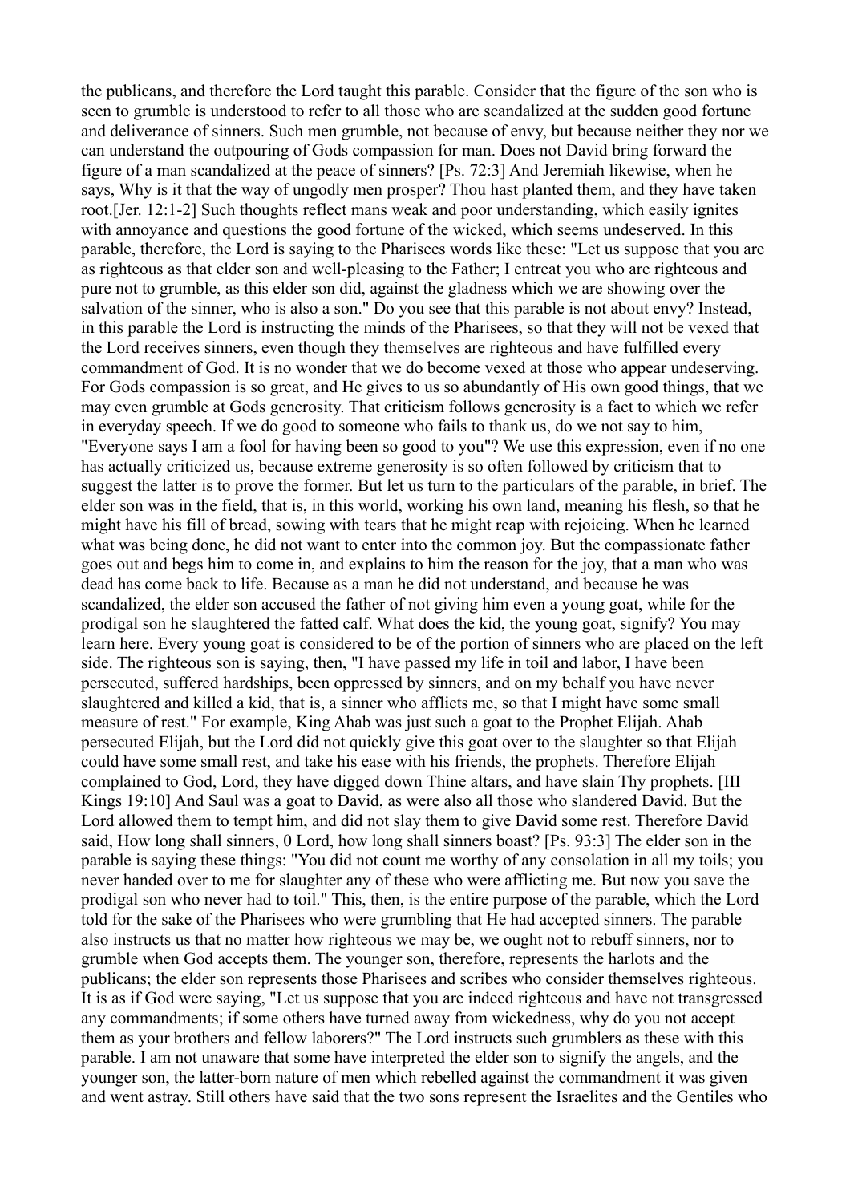the publicans, and therefore the Lord taught this parable. Consider that the figure of the son who is seen to grumble is understood to refer to all those who are scandalized at the sudden good fortune and deliverance of sinners. Such men grumble, not because of envy, but because neither they nor we can understand the outpouring of Gods compassion for man. Does not David bring forward the figure of a man scandalized at the peace of sinners? [Ps. 72:3] And Jeremiah likewise, when he says, Why is it that the way of ungodly men prosper? Thou hast planted them, and they have taken root.[Jer. 12:1-2] Such thoughts reflect mans weak and poor understanding, which easily ignites with annoyance and questions the good fortune of the wicked, which seems undeserved. In this parable, therefore, the Lord is saying to the Pharisees words like these: "Let us suppose that you are as righteous as that elder son and well-pleasing to the Father; I entreat you who are righteous and pure not to grumble, as this elder son did, against the gladness which we are showing over the salvation of the sinner, who is also a son." Do you see that this parable is not about envy? Instead, in this parable the Lord is instructing the minds of the Pharisees, so that they will not be vexed that the Lord receives sinners, even though they themselves are righteous and have fulfilled every commandment of God. It is no wonder that we do become vexed at those who appear undeserving. For Gods compassion is so great, and He gives to us so abundantly of His own good things, that we may even grumble at Gods generosity. That criticism follows generosity is a fact to which we refer in everyday speech. If we do good to someone who fails to thank us, do we not say to him, "Everyone says I am a fool for having been so good to you"? We use this expression, even if no one has actually criticized us, because extreme generosity is so often followed by criticism that to suggest the latter is to prove the former. But let us turn to the particulars of the parable, in brief. The elder son was in the field, that is, in this world, working his own land, meaning his flesh, so that he might have his fill of bread, sowing with tears that he might reap with rejoicing. When he learned what was being done, he did not want to enter into the common joy. But the compassionate father goes out and begs him to come in, and explains to him the reason for the joy, that a man who was dead has come back to life. Because as a man he did not understand, and because he was scandalized, the elder son accused the father of not giving him even a young goat, while for the prodigal son he slaughtered the fatted calf. What does the kid, the young goat, signify? You may learn here. Every young goat is considered to be of the portion of sinners who are placed on the left side. The righteous son is saying, then, "I have passed my life in toil and labor, I have been persecuted, suffered hardships, been oppressed by sinners, and on my behalf you have never slaughtered and killed a kid, that is, a sinner who afflicts me, so that I might have some small measure of rest." For example, King Ahab was just such a goat to the Prophet Elijah. Ahab persecuted Elijah, but the Lord did not quickly give this goat over to the slaughter so that Elijah could have some small rest, and take his ease with his friends, the prophets. Therefore Elijah complained to God, Lord, they have digged down Thine altars, and have slain Thy prophets. [III Kings 19:10] And Saul was a goat to David, as were also all those who slandered David. But the Lord allowed them to tempt him, and did not slay them to give David some rest. Therefore David said, How long shall sinners, 0 Lord, how long shall sinners boast? [Ps. 93:3] The elder son in the parable is saying these things: "You did not count me worthy of any consolation in all my toils; you never handed over to me for slaughter any of these who were afflicting me. But now you save the prodigal son who never had to toil." This, then, is the entire purpose of the parable, which the Lord told for the sake of the Pharisees who were grumbling that He had accepted sinners. The parable also instructs us that no matter how righteous we may be, we ought not to rebuff sinners, nor to grumble when God accepts them. The younger son, therefore, represents the harlots and the publicans; the elder son represents those Pharisees and scribes who consider themselves righteous. It is as if God were saying, "Let us suppose that you are indeed righteous and have not transgressed any commandments; if some others have turned away from wickedness, why do you not accept them as your brothers and fellow laborers?" The Lord instructs such grumblers as these with this parable. I am not unaware that some have interpreted the elder son to signify the angels, and the younger son, the latter-born nature of men which rebelled against the commandment it was given and went astray. Still others have said that the two sons represent the Israelites and the Gentiles who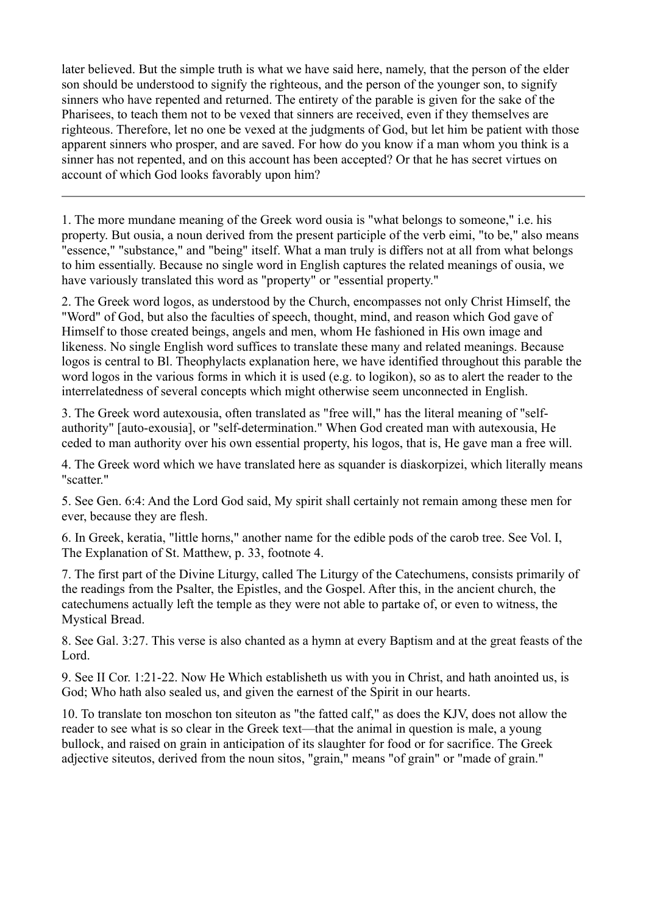later believed. But the simple truth is what we have said here, namely, that the person of the elder son should be understood to signify the righteous, and the person of the younger son, to signify sinners who have repented and returned. The entirety of the parable is given for the sake of the Pharisees, to teach them not to be vexed that sinners are received, even if they themselves are righteous. Therefore, let no one be vexed at the judgments of God, but let him be patient with those apparent sinners who prosper, and are saved. For how do you know if a man whom you think is a sinner has not repented, and on this account has been accepted? Or that he has secret virtues on account of which God looks favorably upon him?

---

1. The more mundane meaning of the Greek word ousia is "what belongs to someone," i.e. his property. But ousia, a noun derived from the present participle of the verb eimi, "to be," also means "essence," "substance," and "being" itself. What a man truly is differs not at all from what belongs to him essentially. Because no single word in English captures the related meanings of ousia, we have variously translated this word as "property" or "essential property."

2. The Greek word logos, as understood by the Church, encompasses not only Christ Himself, the "Word" of God, but also the faculties of speech, thought, mind, and reason which God gave of Himself to those created beings, angels and men, whom He fashioned in His own image and likeness. No single English word suffices to translate these many and related meanings. Because logos is central to Bl. Theophylacts explanation here, we have identified throughout this parable the word logos in the various forms in which it is used (e.g. to logikon), so as to alert the reader to the interrelatedness of several concepts which might otherwise seem unconnected in English.

3. The Greek word autexousia, often translated as "free will," has the literal meaning of "self-authority" [auto-exousia], or "self-determination." When God created man with autexousia, He ceded to man authority over his own essential property, his logos, that is, He gave man a free will.

4. The Greek word which we have translated here as squander is diaskorpizei, which literally means "scatter."

5. See Gen. 6:4: And the Lord God said, My spirit shall certainly not remain among these men for ever, because they are flesh.

6. In Greek, keratia, "little horns," another name for the edible pods of the carob tree. See Vol. I, The Explanation of St. Matthew, p. 33, footnote 4.

7. The first part of the Divine Liturgy, called The Liturgy of the Catechumens, consists primarily of the readings from the Psalter, the Epistles, and the Gospel. After this, in the ancient church, the catechumens actually left the temple as they were not able to partake of, or even to witness, the Mystical Bread.

8. See Gal. 3:27. This verse is also chanted as a hymn at every Baptism and at the great feasts of the Lord.

9. See II Cor. 1:21-22. Now He Which establisheth us with you in Christ, and hath anointed us, is God; Who hath also sealed us, and given the earnest of the Spirit in our hearts.

10. To translate ton moschon ton siteuton as "the fatted calf," as does the KJV, does not allow the reader to see what is so clear in the Greek text—that the animal in question is male, a young bullock, and raised on grain in anticipation of its slaughter for food or for sacrifice. The Greek adjective siteutos, derived from the noun sitos, "grain," means "of grain" or "made of grain."